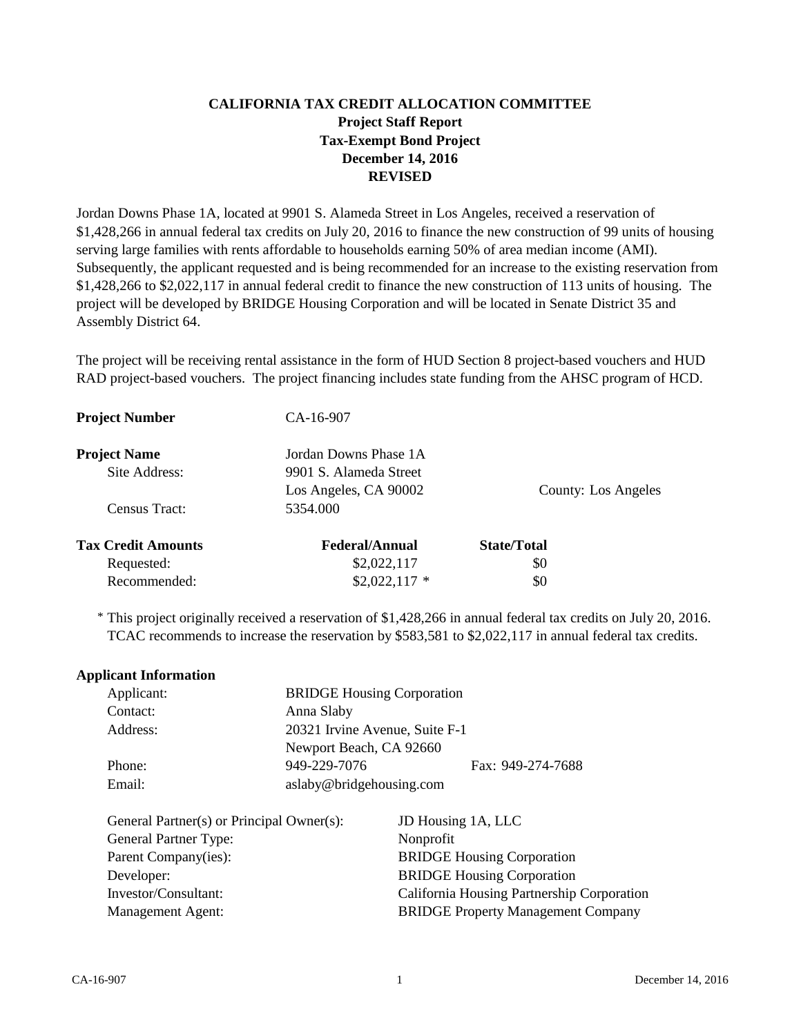# CALIFORNIA TAX CREDIT ALLOCATION COMMITTEE
## Project Staff Report
## Tax-Exempt Bond Project
## December 14, 2016
## REVISED

Jordan Downs Phase 1A, located at 9901 S. Alameda Street in Los Angeles, received a reservation of $1,428,266 in annual federal tax credits on July 20, 2016 to finance the new construction of 99 units of housing serving large families with rents affordable to households earning 50% of area median income (AMI). Subsequently, the applicant requested and is being recommended for an increase to the existing reservation from $1,428,266 to $2,022,117 in annual federal credit to finance the new construction of 113 units of housing. The project will be developed by BRIDGE Housing Corporation and will be located in Senate District 35 and Assembly District 64.

The project will be receiving rental assistance in the form of HUD Section 8 project-based vouchers and HUD RAD project-based vouchers. The project financing includes state funding from the AHSC program of HCD.

**Project Number** CA-16-907

**Project Name** Jordan Downs Phase 1A
Site Address: 9901 S. Alameda Street
Los Angeles, CA 90002 County: Los Angeles
Census Tract: 5354.000

| **Tax Credit Amounts** | **Federal/Annual** | **State/Total** |
|---|---|---|
| Requested: | $2,022,117 | $0 |
| Recommended: | $2,022,117 * | $0 |

* This project originally received a reservation of $1,428,266 in annual federal tax credits on July 20, 2016. TCAC recommends to increase the reservation by $583,581 to $2,022,117 in annual federal tax credits.

**Applicant Information**

| | |
|---|---|
| Applicant: | BRIDGE Housing Corporation |
| Contact: | Anna Slaby |
| Address: | 20321 Irvine Avenue, Suite F-1<br>Newport Beach, CA 92660 |
| Phone: | 949-229-7076 Fax: 949-274-7688 |
| Email: | aslaby@bridgehousing.com |

| | |
|---|---|
| General Partner(s) or Principal Owner(s): | JD Housing 1A, LLC |
| General Partner Type: | Nonprofit |
| Parent Company(ies): | BRIDGE Housing Corporation |
| Developer: | BRIDGE Housing Corporation |
| Investor/Consultant: | California Housing Partnership Corporation |
| Management Agent: | BRIDGE Property Management Company |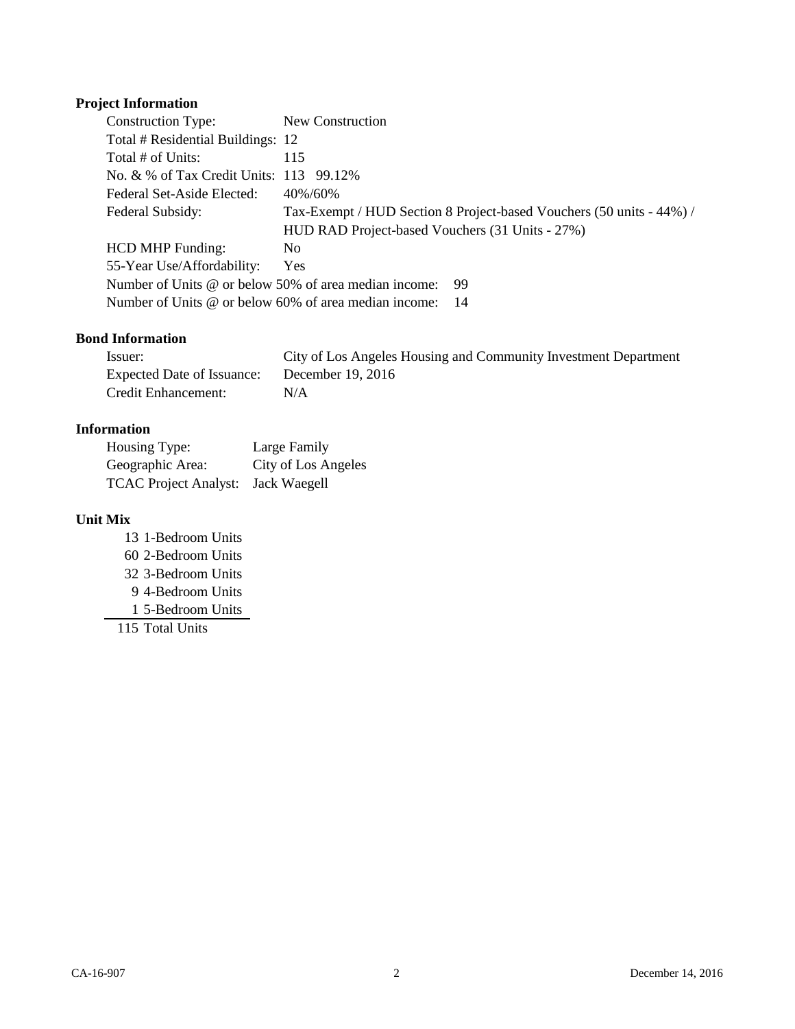**Project Information**

Construction Type: New Construction
Total # Residential Buildings: 12
Total # of Units: 115
No. & % of Tax Credit Units: 113 99.12%
Federal Set-Aside Elected: 40%/60%
Federal Subsidy: Tax-Exempt / HUD Section 8 Project-based Vouchers (50 units - 44%) / HUD RAD Project-based Vouchers (31 Units - 27%)
HCD MHP Funding: No
55-Year Use/Affordability: Yes
Number of Units @ or below 50% of area median income: 99
Number of Units @ or below 60% of area median income: 14

**Bond Information**

Issuer: City of Los Angeles Housing and Community Investment Department
Expected Date of Issuance: December 19, 2016
Credit Enhancement: N/A

**Information**

Housing Type: Large Family
Geographic Area: City of Los Angeles
TCAC Project Analyst: Jack Waegell

**Unit Mix**

| | |
|---|---|
| 13 | 1-Bedroom Units |
| 60 | 2-Bedroom Units |
| 32 | 3-Bedroom Units |
| 9 | 4-Bedroom Units |
| 1 | 5-Bedroom Units |
| 115 | Total Units |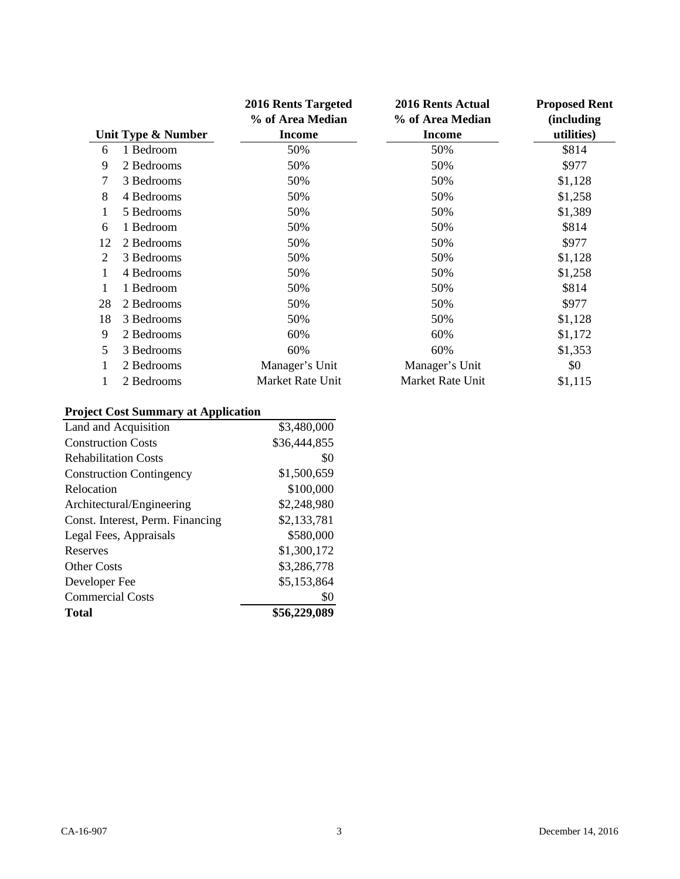| Unit Type & Number | | 2016 Rents Targeted % of Area Median Income | 2016 Rents Actual % of Area Median Income | Proposed Rent (including utilities) |
|---|---|---|---|---|
| 6 | 1 Bedroom | 50% | 50% | $814 |
| 9 | 2 Bedrooms | 50% | 50% | $977 |
| 7 | 3 Bedrooms | 50% | 50% | $1,128 |
| 8 | 4 Bedrooms | 50% | 50% | $1,258 |
| 1 | 5 Bedrooms | 50% | 50% | $1,389 |
| 6 | 1 Bedroom | 50% | 50% | $814 |
| 12 | 2 Bedrooms | 50% | 50% | $977 |
| 2 | 3 Bedrooms | 50% | 50% | $1,128 |
| 1 | 4 Bedrooms | 50% | 50% | $1,258 |
| 1 | 1 Bedroom | 50% | 50% | $814 |
| 28 | 2 Bedrooms | 50% | 50% | $977 |
| 18 | 3 Bedrooms | 50% | 50% | $1,128 |
| 9 | 2 Bedrooms | 60% | 60% | $1,172 |
| 5 | 3 Bedrooms | 60% | 60% | $1,353 |
| 1 | 2 Bedrooms | Manager's Unit | Manager's Unit | $0 |
| 1 | 2 Bedrooms | Market Rate Unit | Market Rate Unit | $1,115 |

**Project Cost Summary at Application**

| | |
|---|---|
| Land and Acquisition | $3,480,000 |
| Construction Costs | $36,444,855 |
| Rehabilitation Costs | $0 |
| Construction Contingency | $1,500,659 |
| Relocation | $100,000 |
| Architectural/Engineering | $2,248,980 |
| Const. Interest, Perm. Financing | $2,133,781 |
| Legal Fees, Appraisals | $580,000 |
| Reserves | $1,300,172 |
| Other Costs | $3,286,778 |
| Developer Fee | $5,153,864 |
| Commercial Costs | $0 |
| **Total** | **$56,229,089** |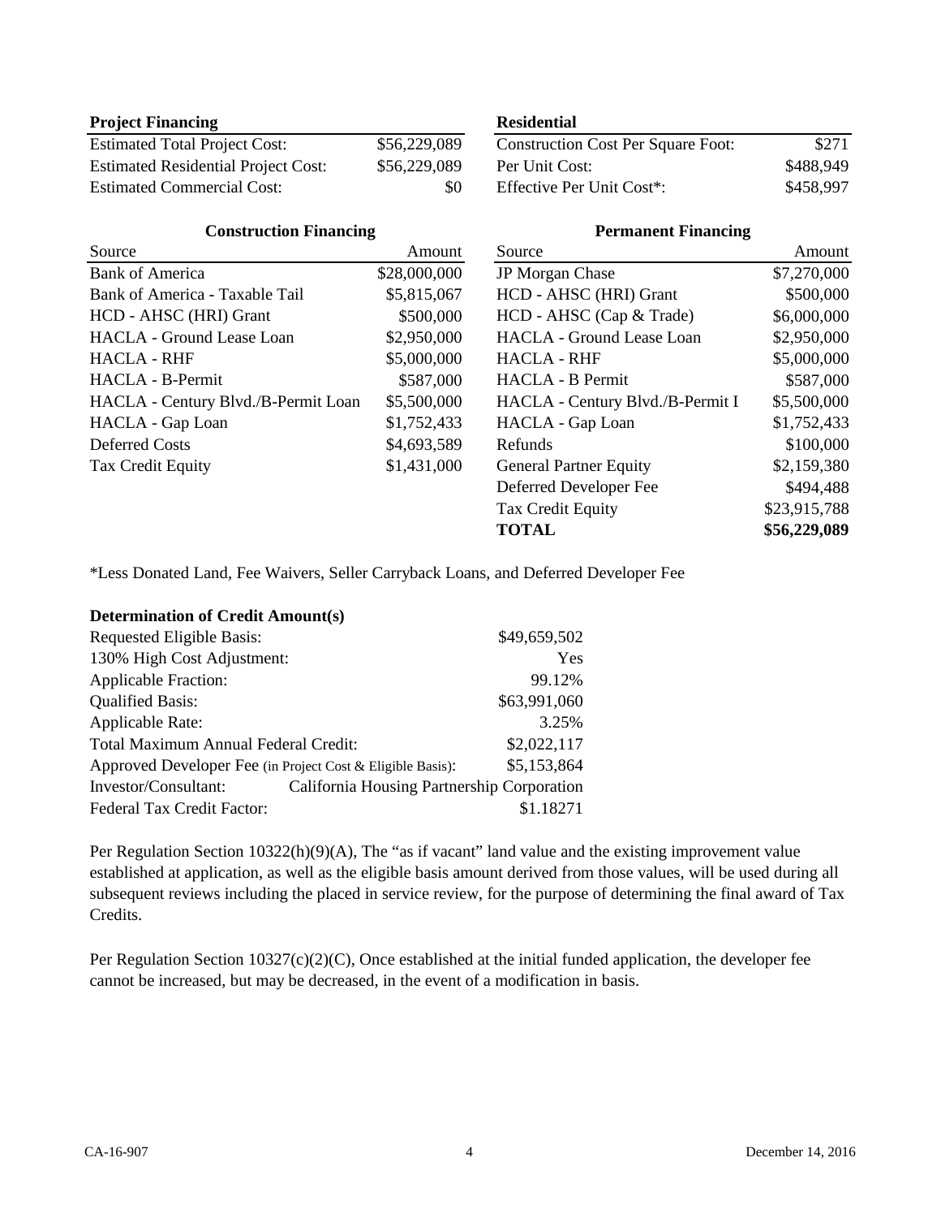**Project Financing**

| | |
|---|---|
| Estimated Total Project Cost: | $56,229,089 |
| Estimated Residential Project Cost: | $56,229,089 |
| Estimated Commercial Cost: | $0 |

**Residential**

| | |
|---|---|
| Construction Cost Per Square Foot: | $271 |
| Per Unit Cost: | $488,949 |
| Effective Per Unit Cost*: | $458,997 |

**Construction Financing**

| Source | Amount |
|---|---|
| Bank of America | $28,000,000 |
| Bank of America - Taxable Tail | $5,815,067 |
| HCD - AHSC (HRI) Grant | $500,000 |
| HACLA - Ground Lease Loan | $2,950,000 |
| HACLA - RHF | $5,000,000 |
| HACLA - B-Permit | $587,000 |
| HACLA - Century Blvd./B-Permit Loan | $5,500,000 |
| HACLA - Gap Loan | $1,752,433 |
| Deferred Costs | $4,693,589 |
| Tax Credit Equity | $1,431,000 |

**Permanent Financing**

| Source | Amount |
|---|---|
| JP Morgan Chase | $7,270,000 |
| HCD - AHSC (HRI) Grant | $500,000 |
| HCD - AHSC (Cap & Trade) | $6,000,000 |
| HACLA - Ground Lease Loan | $2,950,000 |
| HACLA - RHF | $5,000,000 |
| HACLA - B Permit | $587,000 |
| HACLA - Century Blvd./B-Permit I | $5,500,000 |
| HACLA - Gap Loan | $1,752,433 |
| Refunds | $100,000 |
| General Partner Equity | $2,159,380 |
| Deferred Developer Fee | $494,488 |
| Tax Credit Equity | $23,915,788 |
| **TOTAL** | **$56,229,089** |

*Less Donated Land, Fee Waivers, Seller Carryback Loans, and Deferred Developer Fee

**Determination of Credit Amount(s)**

| | |
|---|---|
| Requested Eligible Basis: | $49,659,502 |
| 130% High Cost Adjustment: | Yes |
| Applicable Fraction: | 99.12% |
| Qualified Basis: | $63,991,060 |
| Applicable Rate: | 3.25% |
| Total Maximum Annual Federal Credit: | $2,022,117 |
| Approved Developer Fee (in Project Cost & Eligible Basis): | $5,153,864 |
| Investor/Consultant: | California Housing Partnership Corporation |
| Federal Tax Credit Factor: | $1.18271 |

Per Regulation Section 10322(h)(9)(A), The "as if vacant" land value and the existing improvement value established at application, as well as the eligible basis amount derived from those values, will be used during all subsequent reviews including the placed in service review, for the purpose of determining the final award of Tax Credits.

Per Regulation Section 10327(c)(2)(C), Once established at the initial funded application, the developer fee cannot be increased, but may be decreased, in the event of a modification in basis.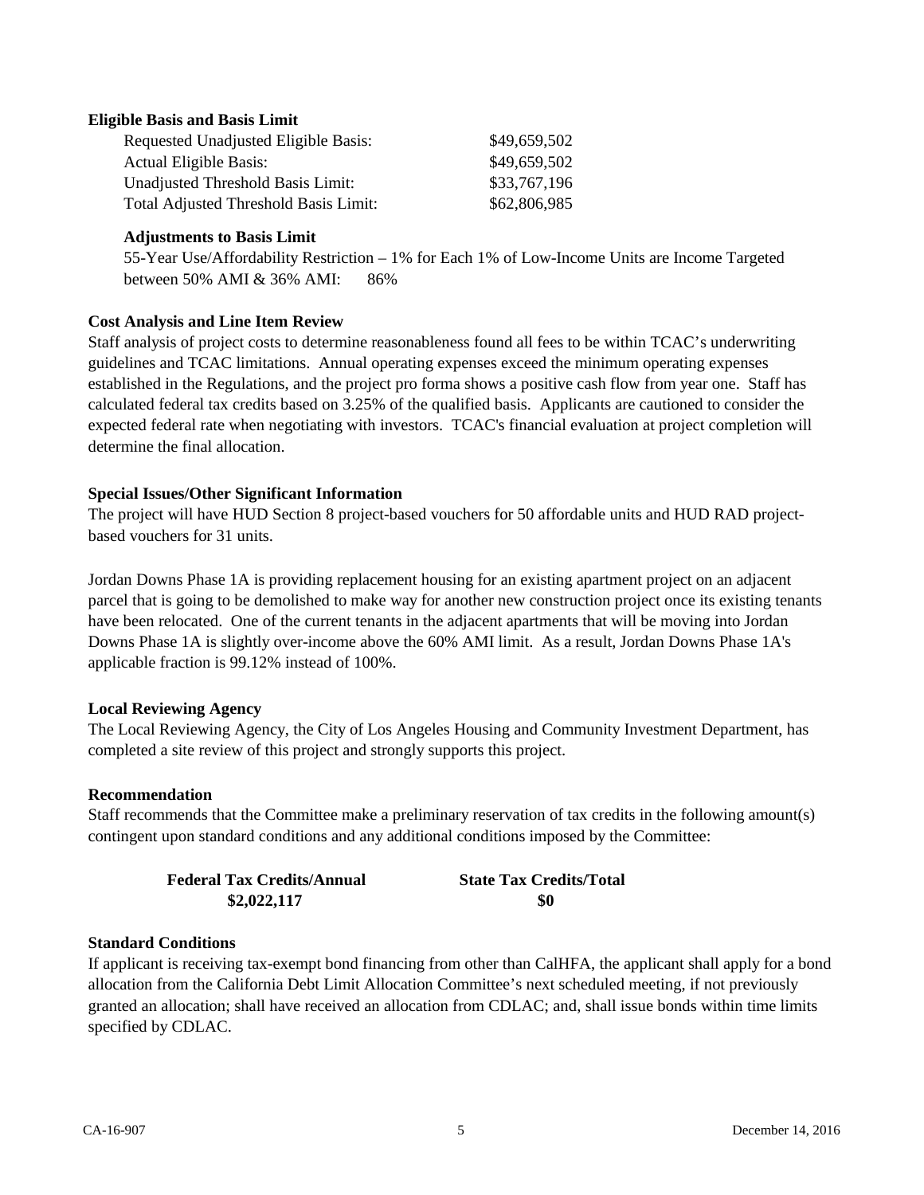**Eligible Basis and Basis Limit**

| | |
|---|---|
| Requested Unadjusted Eligible Basis: | $49,659,502 |
| Actual Eligible Basis: | $49,659,502 |
| Unadjusted Threshold Basis Limit: | $33,767,196 |
| Total Adjusted Threshold Basis Limit: | $62,806,985 |

**Adjustments to Basis Limit**

55-Year Use/Affordability Restriction – 1% for Each 1% of Low-Income Units are Income Targeted between 50% AMI & 36% AMI: 86%

**Cost Analysis and Line Item Review**

Staff analysis of project costs to determine reasonableness found all fees to be within TCAC's underwriting guidelines and TCAC limitations. Annual operating expenses exceed the minimum operating expenses established in the Regulations, and the project pro forma shows a positive cash flow from year one. Staff has calculated federal tax credits based on 3.25% of the qualified basis. Applicants are cautioned to consider the expected federal rate when negotiating with investors. TCAC's financial evaluation at project completion will determine the final allocation.

**Special Issues/Other Significant Information**

The project will have HUD Section 8 project-based vouchers for 50 affordable units and HUD RAD project-based vouchers for 31 units.

Jordan Downs Phase 1A is providing replacement housing for an existing apartment project on an adjacent parcel that is going to be demolished to make way for another new construction project once its existing tenants have been relocated. One of the current tenants in the adjacent apartments that will be moving into Jordan Downs Phase 1A is slightly over-income above the 60% AMI limit. As a result, Jordan Downs Phase 1A's applicable fraction is 99.12% instead of 100%.

**Local Reviewing Agency**

The Local Reviewing Agency, the City of Los Angeles Housing and Community Investment Department, has completed a site review of this project and strongly supports this project.

**Recommendation**

Staff recommends that the Committee make a preliminary reservation of tax credits in the following amount(s) contingent upon standard conditions and any additional conditions imposed by the Committee:

| **Federal Tax Credits/Annual** | **State Tax Credits/Total** |
|---|---|
| **$2,022,117** | **$0** |

**Standard Conditions**

If applicant is receiving tax-exempt bond financing from other than CalHFA, the applicant shall apply for a bond allocation from the California Debt Limit Allocation Committee's next scheduled meeting, if not previously granted an allocation; shall have received an allocation from CDLAC; and, shall issue bonds within time limits specified by CDLAC.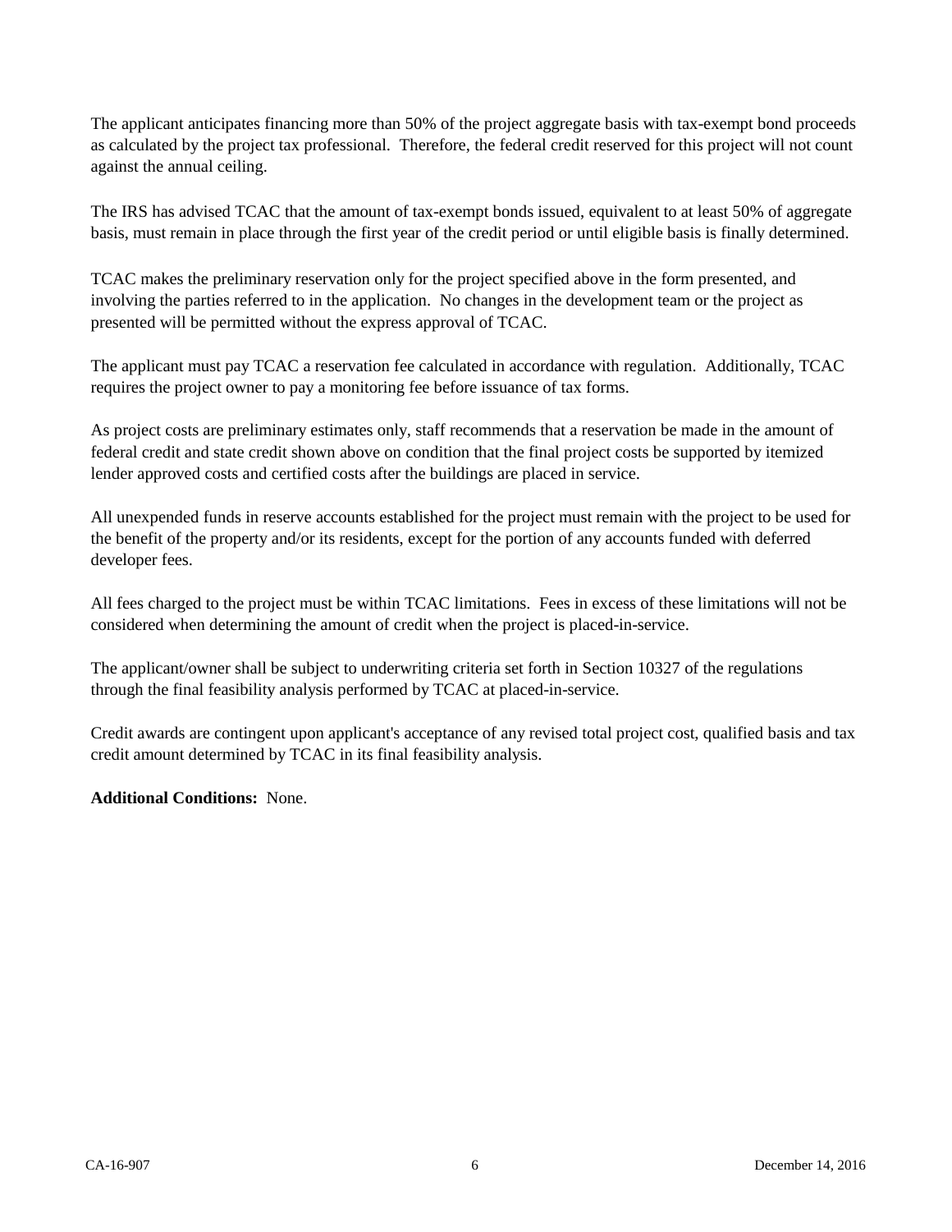The applicant anticipates financing more than 50% of the project aggregate basis with tax-exempt bond proceeds as calculated by the project tax professional.  Therefore, the federal credit reserved for this project will not count against the annual ceiling.

The IRS has advised TCAC that the amount of tax-exempt bonds issued, equivalent to at least 50% of aggregate basis, must remain in place through the first year of the credit period or until eligible basis is finally determined.

TCAC makes the preliminary reservation only for the project specified above in the form presented, and involving the parties referred to in the application.  No changes in the development team or the project as presented will be permitted without the express approval of TCAC.

The applicant must pay TCAC a reservation fee calculated in accordance with regulation.  Additionally, TCAC requires the project owner to pay a monitoring fee before issuance of tax forms.

As project costs are preliminary estimates only, staff recommends that a reservation be made in the amount of federal credit and state credit shown above on condition that the final project costs be supported by itemized lender approved costs and certified costs after the buildings are placed in service.

All unexpended funds in reserve accounts established for the project must remain with the project to be used for the benefit of the property and/or its residents, except for the portion of any accounts funded with deferred developer fees.

All fees charged to the project must be within TCAC limitations.  Fees in excess of these limitations will not be considered when determining the amount of credit when the project is placed-in-service.

The applicant/owner shall be subject to underwriting criteria set forth in Section 10327 of the regulations through the final feasibility analysis performed by TCAC at placed-in-service.

Credit awards are contingent upon applicant's acceptance of any revised total project cost, qualified basis and tax credit amount determined by TCAC in its final feasibility analysis.

**Additional Conditions:** None.